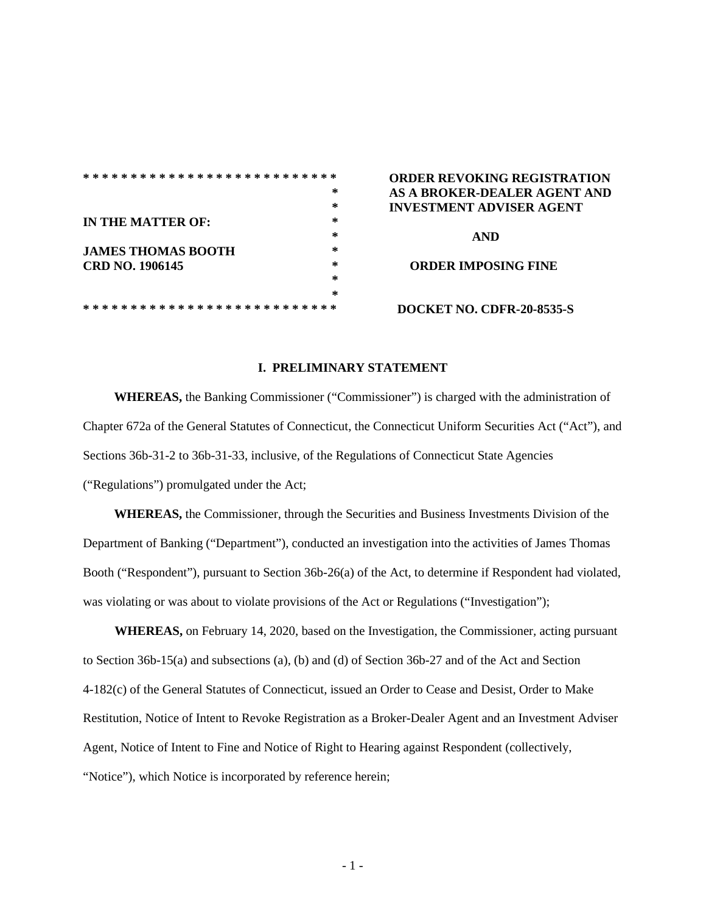| | |
|---|---|
| **IN THE MATTER OF:** | **ORDER REVOKING REGISTRATION AS A BROKER-DEALER AGENT AND INVESTMENT ADVISER AGENT** |
| **JAMES THOMAS BOOTH** | **AND** |
| **CRD NO. 1906145** | **ORDER IMPOSING FINE** |
| | **DOCKET NO. CDFR-20-8535-S** |

## I. PRELIMINARY STATEMENT

**WHEREAS,** the Banking Commissioner ("Commissioner") is charged with the administration of Chapter 672a of the General Statutes of Connecticut, the Connecticut Uniform Securities Act ("Act"), and Sections 36b-31-2 to 36b-31-33, inclusive, of the Regulations of Connecticut State Agencies ("Regulations") promulgated under the Act;

**WHEREAS,** the Commissioner, through the Securities and Business Investments Division of the Department of Banking ("Department"), conducted an investigation into the activities of James Thomas Booth ("Respondent"), pursuant to Section 36b-26(a) of the Act, to determine if Respondent had violated, was violating or was about to violate provisions of the Act or Regulations ("Investigation");

**WHEREAS,** on February 14, 2020, based on the Investigation, the Commissioner, acting pursuant to Section 36b-15(a) and subsections (a), (b) and (d) of Section 36b-27 and of the Act and Section 4-182(c) of the General Statutes of Connecticut, issued an Order to Cease and Desist, Order to Make Restitution, Notice of Intent to Revoke Registration as a Broker-Dealer Agent and an Investment Adviser Agent, Notice of Intent to Fine and Notice of Right to Hearing against Respondent (collectively, "Notice"), which Notice is incorporated by reference herein;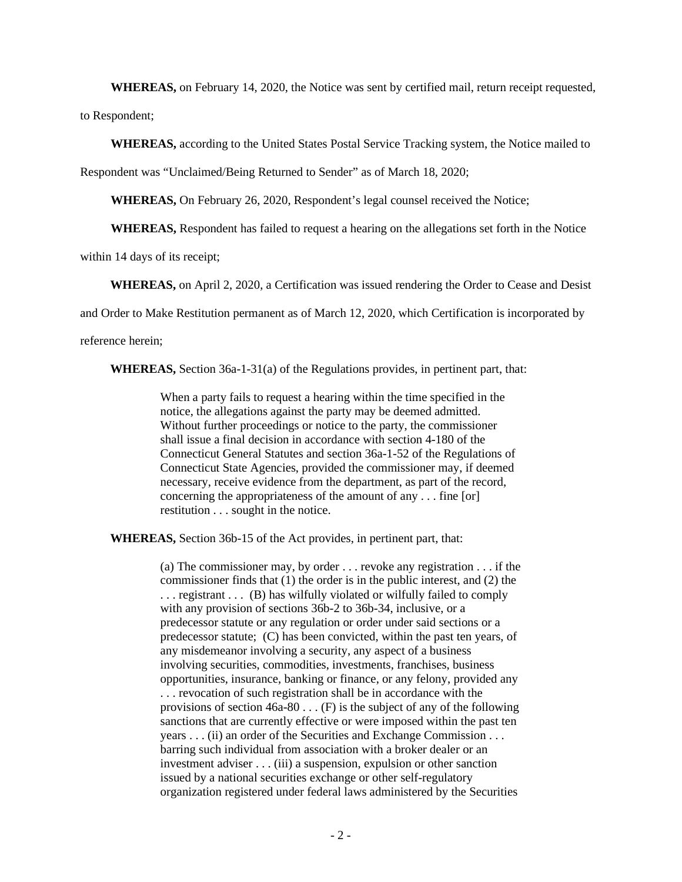**WHEREAS,** on February 14, 2020, the Notice was sent by certified mail, return receipt requested, to Respondent;

**WHEREAS,** according to the United States Postal Service Tracking system, the Notice mailed to Respondent was "Unclaimed/Being Returned to Sender" as of March 18, 2020;

**WHEREAS,** On February 26, 2020, Respondent's legal counsel received the Notice;

**WHEREAS,** Respondent has failed to request a hearing on the allegations set forth in the Notice within 14 days of its receipt;

**WHEREAS,** on April 2, 2020, a Certification was issued rendering the Order to Cease and Desist and Order to Make Restitution permanent as of March 12, 2020, which Certification is incorporated by reference herein;

**WHEREAS,** Section 36a-1-31(a) of the Regulations provides, in pertinent part, that:

> When a party fails to request a hearing within the time specified in the notice, the allegations against the party may be deemed admitted. Without further proceedings or notice to the party, the commissioner shall issue a final decision in accordance with section 4-180 of the Connecticut General Statutes and section 36a-1-52 of the Regulations of Connecticut State Agencies, provided the commissioner may, if deemed necessary, receive evidence from the department, as part of the record, concerning the appropriateness of the amount of any . . . fine [or] restitution . . . sought in the notice.

**WHEREAS,** Section 36b-15 of the Act provides, in pertinent part, that:

> (a) The commissioner may, by order . . . revoke any registration . . . if the commissioner finds that (1) the order is in the public interest, and (2) the . . . registrant . . . (B) has wilfully violated or wilfully failed to comply with any provision of sections 36b-2 to 36b-34, inclusive, or a predecessor statute or any regulation or order under said sections or a predecessor statute; (C) has been convicted, within the past ten years, of any misdemeanor involving a security, any aspect of a business involving securities, commodities, investments, franchises, business opportunities, insurance, banking or finance, or any felony, provided any . . . revocation of such registration shall be in accordance with the provisions of section 46a-80 . . . (F) is the subject of any of the following sanctions that are currently effective or were imposed within the past ten years . . . (ii) an order of the Securities and Exchange Commission . . . barring such individual from association with a broker dealer or an investment adviser . . . (iii) a suspension, expulsion or other sanction issued by a national securities exchange or other self-regulatory organization registered under federal laws administered by the Securities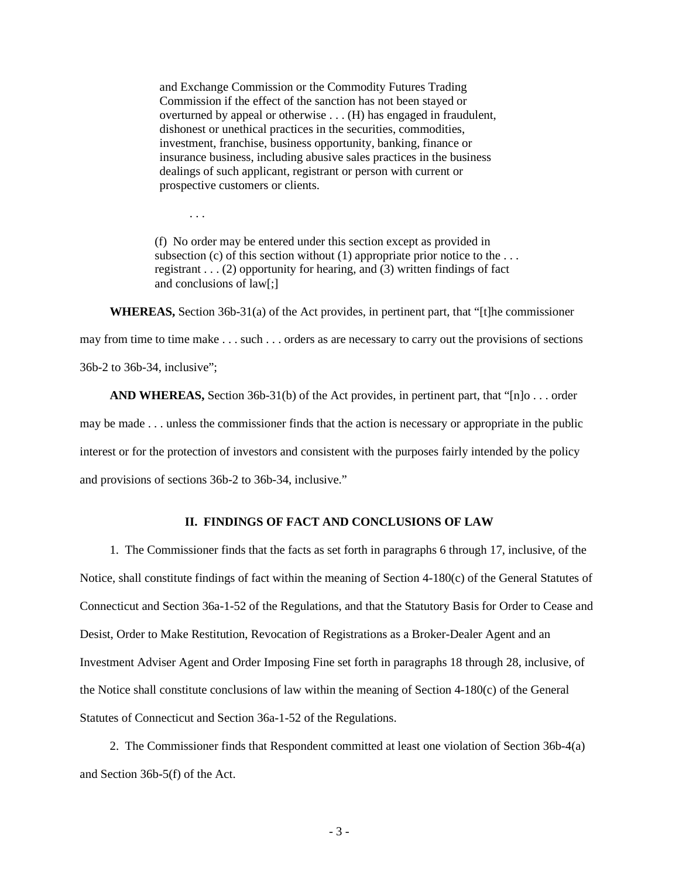> and Exchange Commission or the Commodity Futures Trading Commission if the effect of the sanction has not been stayed or overturned by appeal or otherwise . . . (H) has engaged in fraudulent, dishonest or unethical practices in the securities, commodities, investment, franchise, business opportunity, banking, finance or insurance business, including abusive sales practices in the business dealings of such applicant, registrant or person with current or prospective customers or clients.
>
> . . .
>
> (f) No order may be entered under this section except as provided in subsection (c) of this section without (1) appropriate prior notice to the . . . registrant . . . (2) opportunity for hearing, and (3) written findings of fact and conclusions of law[;]

**WHEREAS,** Section 36b-31(a) of the Act provides, in pertinent part, that "[t]he commissioner may from time to time make . . . such . . . orders as are necessary to carry out the provisions of sections 36b-2 to 36b-34, inclusive";

**AND WHEREAS,** Section 36b-31(b) of the Act provides, in pertinent part, that "[n]o . . . order may be made . . . unless the commissioner finds that the action is necessary or appropriate in the public interest or for the protection of investors and consistent with the purposes fairly intended by the policy and provisions of sections 36b-2 to 36b-34, inclusive."

## II. FINDINGS OF FACT AND CONCLUSIONS OF LAW

1. The Commissioner finds that the facts as set forth in paragraphs 6 through 17, inclusive, of the Notice, shall constitute findings of fact within the meaning of Section 4-180(c) of the General Statutes of Connecticut and Section 36a-1-52 of the Regulations, and that the Statutory Basis for Order to Cease and Desist, Order to Make Restitution, Revocation of Registrations as a Broker-Dealer Agent and an Investment Adviser Agent and Order Imposing Fine set forth in paragraphs 18 through 28, inclusive, of the Notice shall constitute conclusions of law within the meaning of Section 4-180(c) of the General Statutes of Connecticut and Section 36a-1-52 of the Regulations.

2. The Commissioner finds that Respondent committed at least one violation of Section 36b-4(a) and Section 36b-5(f) of the Act.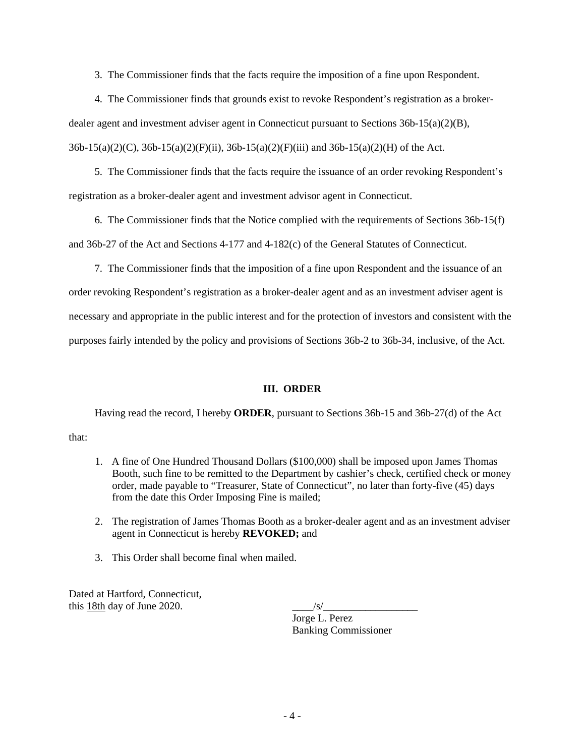3. The Commissioner finds that the facts require the imposition of a fine upon Respondent.

4. The Commissioner finds that grounds exist to revoke Respondent's registration as a broker-dealer agent and investment adviser agent in Connecticut pursuant to Sections 36b-15(a)(2)(B), 36b-15(a)(2)(C), 36b-15(a)(2)(F)(ii), 36b-15(a)(2)(F)(iii) and 36b-15(a)(2)(H) of the Act.

5. The Commissioner finds that the facts require the issuance of an order revoking Respondent's registration as a broker-dealer agent and investment advisor agent in Connecticut.

6. The Commissioner finds that the Notice complied with the requirements of Sections 36b-15(f) and 36b-27 of the Act and Sections 4-177 and 4-182(c) of the General Statutes of Connecticut.

7. The Commissioner finds that the imposition of a fine upon Respondent and the issuance of an order revoking Respondent's registration as a broker-dealer agent and as an investment adviser agent is necessary and appropriate in the public interest and for the protection of investors and consistent with the purposes fairly intended by the policy and provisions of Sections 36b-2 to 36b-34, inclusive, of the Act.

## III. ORDER

Having read the record, I hereby **ORDER**, pursuant to Sections 36b-15 and 36b-27(d) of the Act that:

1. A fine of One Hundred Thousand Dollars ($100,000) shall be imposed upon James Thomas Booth, such fine to be remitted to the Department by cashier's check, certified check or money order, made payable to "Treasurer, State of Connecticut", no later than forty-five (45) days from the date this Order Imposing Fine is mailed;
2. The registration of James Thomas Booth as a broker-dealer agent and as an investment adviser agent in Connecticut is hereby **REVOKED;** and
3. This Order shall become final when mailed.

Dated at Hartford, Connecticut,
this 18th day of June 2020.

____/s/__________________
Jorge L. Perez
Banking Commissioner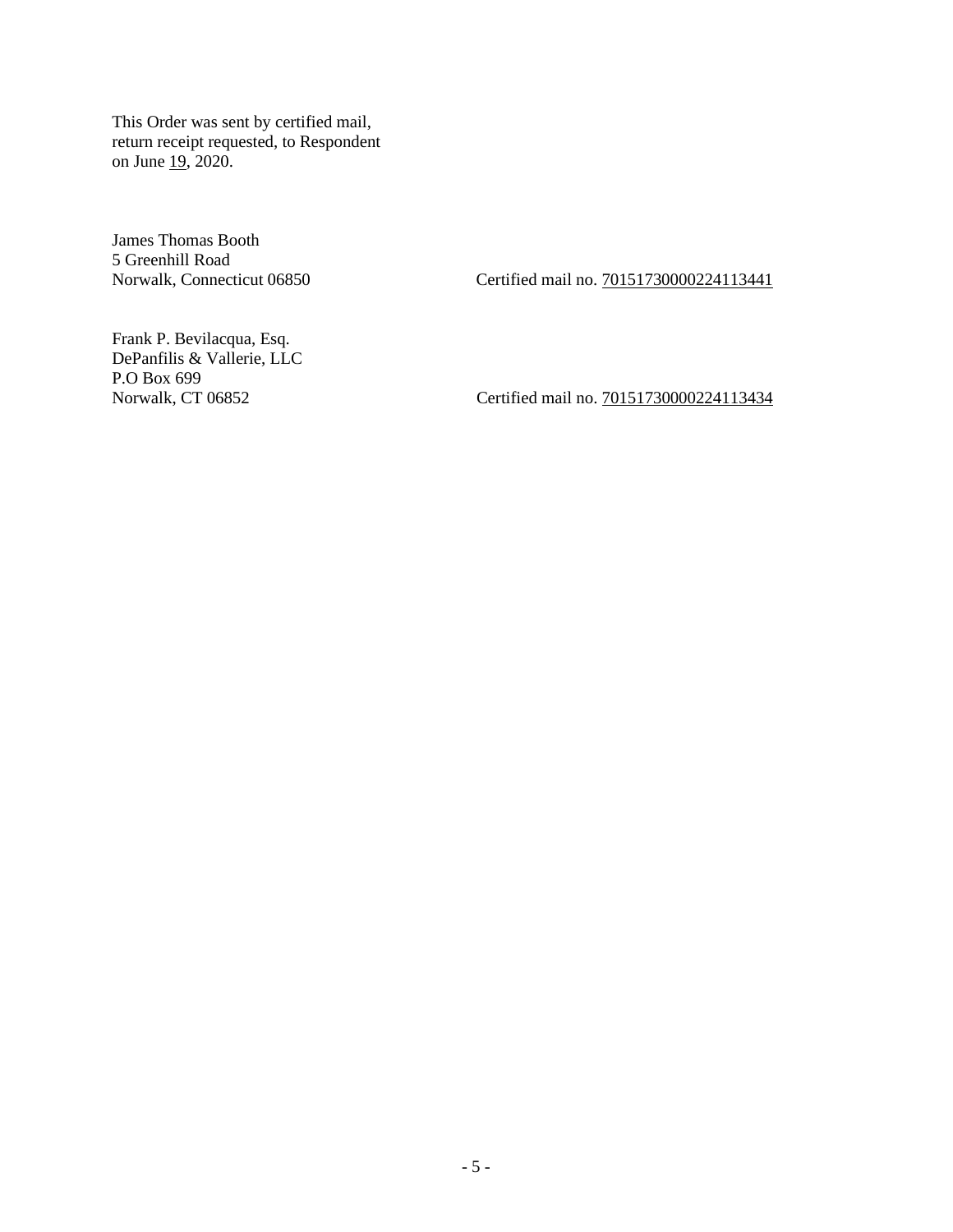This Order was sent by certified mail,
return receipt requested, to Respondent
on June 19, 2020.

James Thomas Booth
5 Greenhill Road
Norwalk, Connecticut 06850 Certified mail no. 70151730000224113441

Frank P. Bevilacqua, Esq.
DePanfilis & Vallerie, LLC
P.O Box 699
Norwalk, CT 06852 Certified mail no. 70151730000224113434